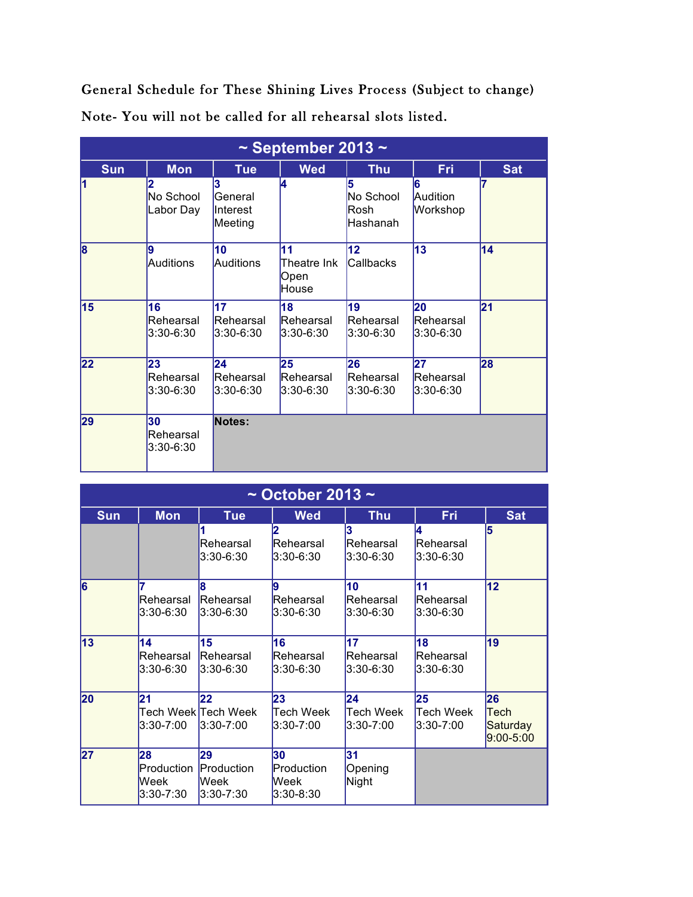General Schedule for These Shining Lives Process (Subject to change)

Note- You will not be called for all rehearsal slots listed.

## ~ September 2013 ~

| Sun | Mon | Tue | Wed | Thu | Fri | Sat |
|---|---|---|---|---|---|---|
| 1 | 2 No School Labor Day | 3 General Interest Meeting | 4 | 5 No School Rosh Hashanah | 6 Audition Workshop | 7 |
| 8 | 9 Auditions | 10 Auditions | 11 Theatre Ink Open House | 12 Callbacks | 13 | 14 |
| 15 | 16 Rehearsal 3:30-6:30 | 17 Rehearsal 3:30-6:30 | 18 Rehearsal 3:30-6:30 | 19 Rehearsal 3:30-6:30 | 20 Rehearsal 3:30-6:30 | 21 |
| 22 | 23 Rehearsal 3:30-6:30 | 24 Rehearsal 3:30-6:30 | 25 Rehearsal 3:30-6:30 | 26 Rehearsal 3:30-6:30 | 27 Rehearsal 3:30-6:30 | 28 |
| 29 | 30 Rehearsal 3:30-6:30 | **Notes:** | | | | |

## ~ October 2013 ~

| Sun | Mon | Tue | Wed | Thu | Fri | Sat |
|---|---|---|---|---|---|---|
| | | 1 Rehearsal 3:30-6:30 | 2 Rehearsal 3:30-6:30 | 3 Rehearsal 3:30-6:30 | 4 Rehearsal 3:30-6:30 | 5 |
| 6 | 7 Rehearsal 3:30-6:30 | 8 Rehearsal 3:30-6:30 | 9 Rehearsal 3:30-6:30 | 10 Rehearsal 3:30-6:30 | 11 Rehearsal 3:30-6:30 | 12 |
| 13 | 14 Rehearsal 3:30-6:30 | 15 Rehearsal 3:30-6:30 | 16 Rehearsal 3:30-6:30 | 17 Rehearsal 3:30-6:30 | 18 Rehearsal 3:30-6:30 | 19 |
| 20 | 21 Tech Week 3:30-7:00 | 22 Tech Week 3:30-7:00 | 23 Tech Week 3:30-7:00 | 24 Tech Week 3:30-7:00 | 25 Tech Week 3:30-7:00 | 26 Tech Saturday 9:00-5:00 |
| 27 | 28 Production Week 3:30-7:30 | 29 Production Week 3:30-7:30 | 30 Production Week 3:30-8:30 | 31 Opening Night | | |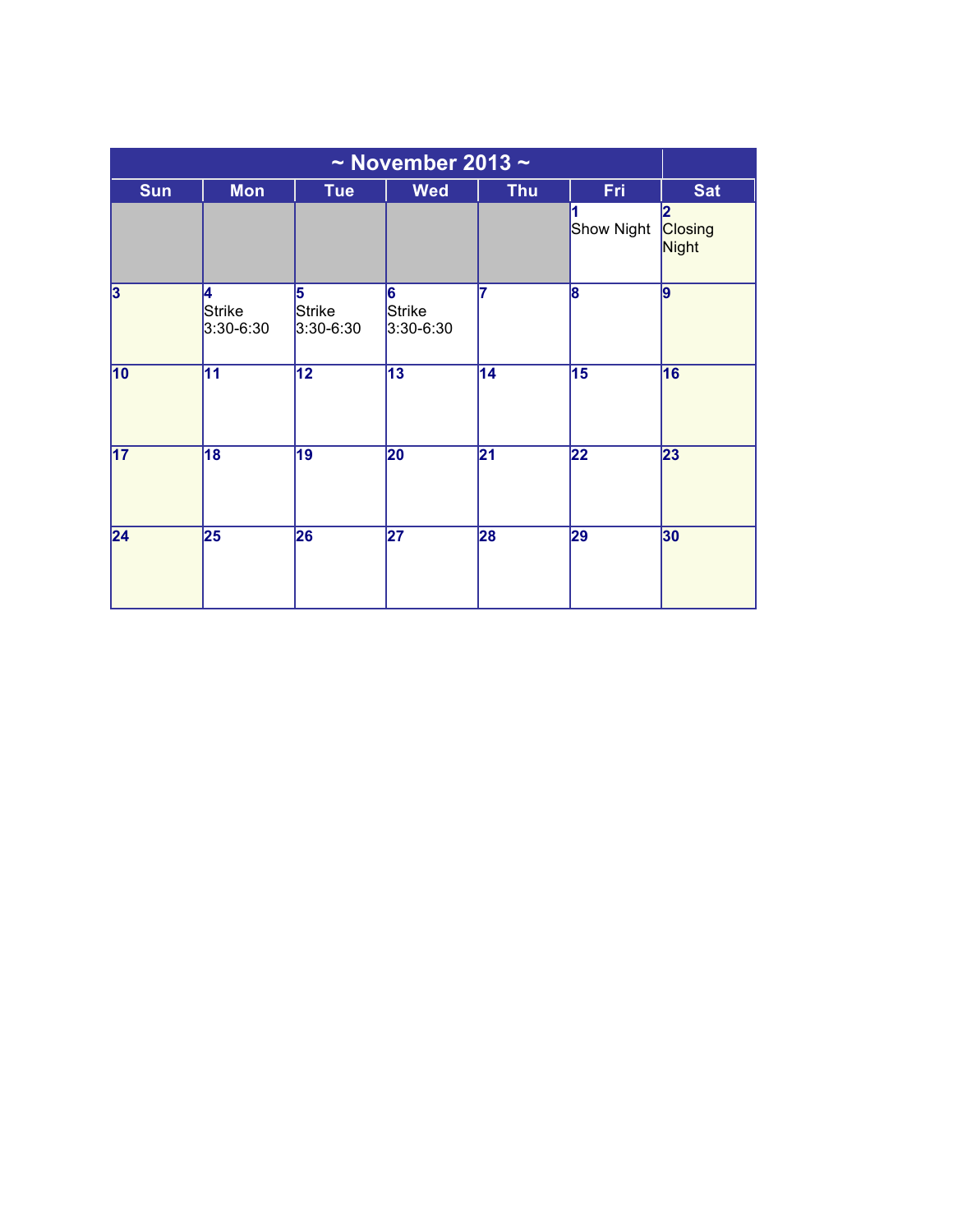| ~ November 2013 ~ | | | | | | |
|---|---|---|---|---|---|---|
| Sun | Mon | Tue | Wed | Thu | Fri | Sat |
| | | | | | 1<br>Show Night | 2<br>Closing Night |
| 3 | 4<br>Strike 3:30-6:30 | 5<br>Strike 3:30-6:30 | 6<br>Strike 3:30-6:30 | 7 | 8 | 9 |
| 10 | 11 | 12 | 13 | 14 | 15 | 16 |
| 17 | 18 | 19 | 20 | 21 | 22 | 23 |
| 24 | 25 | 26 | 27 | 28 | 29 | 30 |